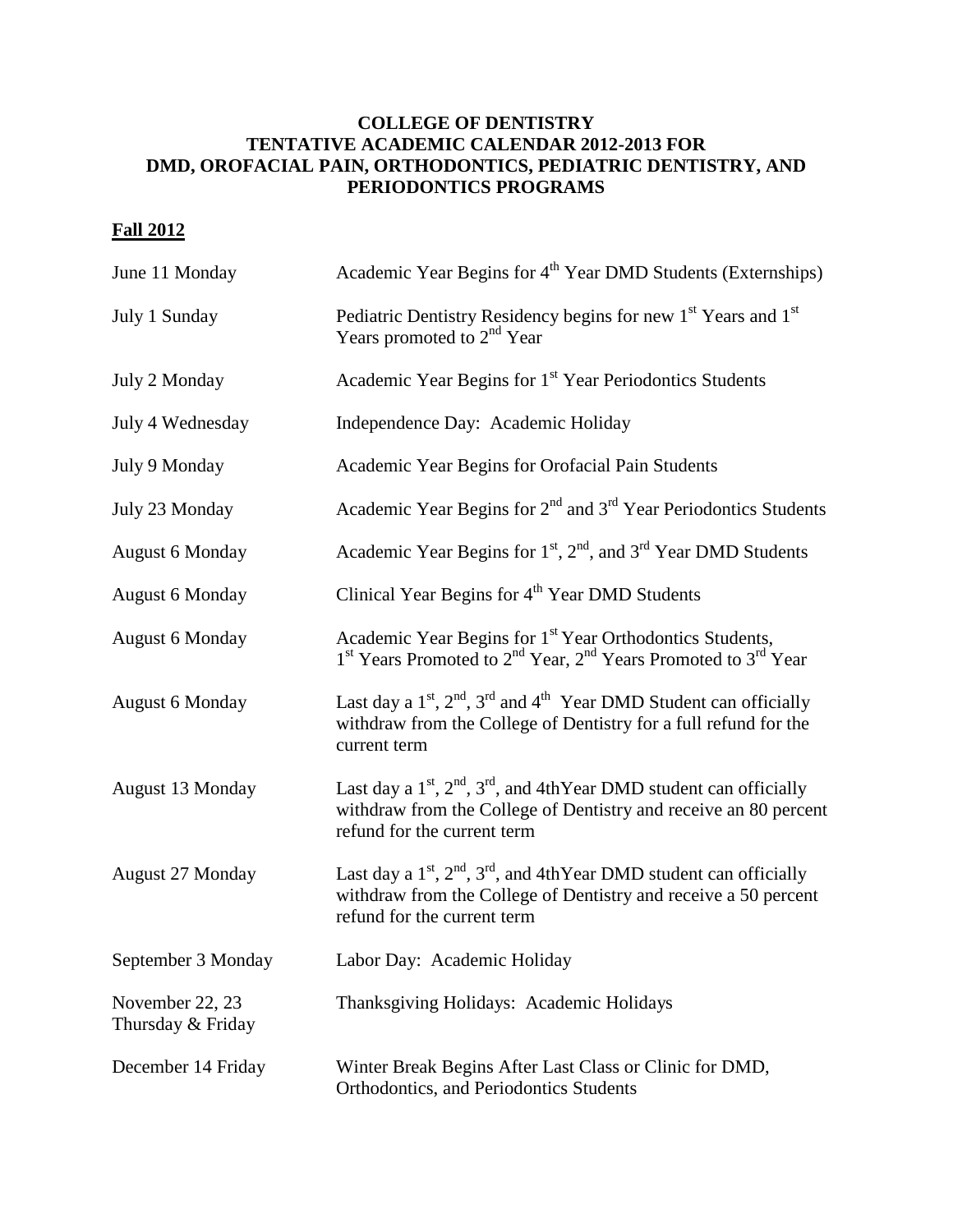# COLLEGE OF DENTISTRY
# TENTATIVE ACADEMIC CALENDAR 2012-2013 FOR DMD, OROFACIAL PAIN, ORTHODONTICS, PEDIATRIC DENTISTRY, AND PERIODONTICS PROGRAMS

## Fall 2012

| | |
|---|---|
| June 11 Monday | Academic Year Begins for 4th Year DMD Students (Externships) |
| July 1 Sunday | Pediatric Dentistry Residency begins for new 1st Years and 1st Years promoted to 2nd Year |
| July 2 Monday | Academic Year Begins for 1st Year Periodontics Students |
| July 4 Wednesday | Independence Day: Academic Holiday |
| July 9 Monday | Academic Year Begins for Orofacial Pain Students |
| July 23 Monday | Academic Year Begins for 2nd and 3rd Year Periodontics Students |
| August 6 Monday | Academic Year Begins for 1st, 2nd, and 3rd Year DMD Students |
| August 6 Monday | Clinical Year Begins for 4th Year DMD Students |
| August 6 Monday | Academic Year Begins for 1st Year Orthodontics Students, 1st Years Promoted to 2nd Year, 2nd Years Promoted to 3rd Year |
| August 6 Monday | Last day a 1st, 2nd, 3rd and 4th Year DMD Student can officially withdraw from the College of Dentistry for a full refund for the current term |
| August 13 Monday | Last day a 1st, 2nd, 3rd, and 4thYear DMD student can officially withdraw from the College of Dentistry and receive an 80 percent refund for the current term |
| August 27 Monday | Last day a 1st, 2nd, 3rd, and 4thYear DMD student can officially withdraw from the College of Dentistry and receive a 50 percent refund for the current term |
| September 3 Monday | Labor Day: Academic Holiday |
| November 22, 23 Thursday & Friday | Thanksgiving Holidays: Academic Holidays |
| December 14 Friday | Winter Break Begins After Last Class or Clinic for DMD, Orthodontics, and Periodontics Students |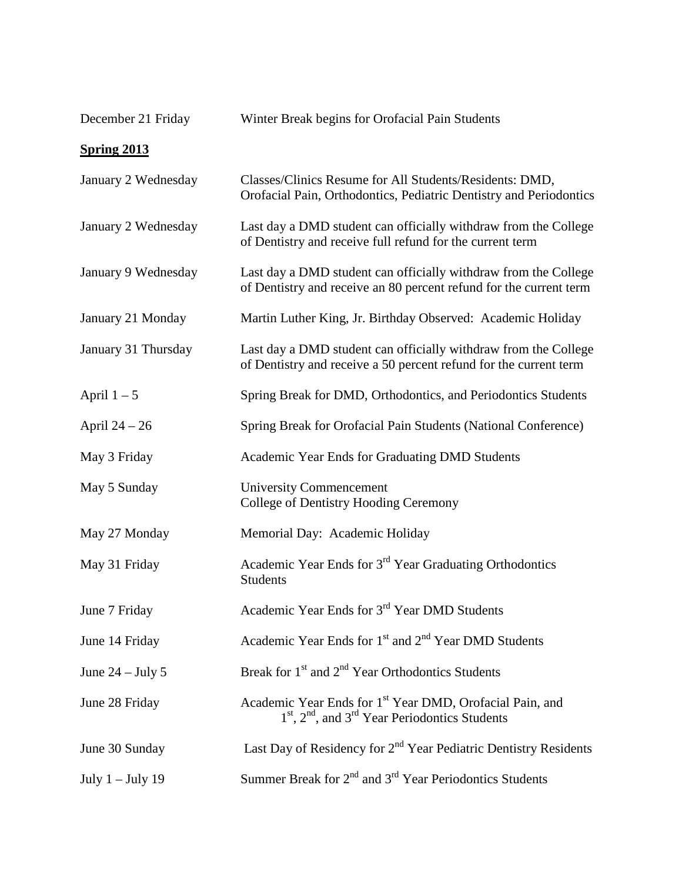| | |
|---|---|
| December 21 Friday | Winter Break begins for Orofacial Pain Students |

**Spring 2013**

| | |
|---|---|
| January 2 Wednesday | Classes/Clinics Resume for All Students/Residents: DMD, Orofacial Pain, Orthodontics, Pediatric Dentistry and Periodontics |
| January 2 Wednesday | Last day a DMD student can officially withdraw from the College of Dentistry and receive full refund for the current term |
| January 9 Wednesday | Last day a DMD student can officially withdraw from the College of Dentistry and receive an 80 percent refund for the current term |
| January 21 Monday | Martin Luther King, Jr. Birthday Observed: Academic Holiday |
| January 31 Thursday | Last day a DMD student can officially withdraw from the College of Dentistry and receive a 50 percent refund for the current term |
| April 1 – 5 | Spring Break for DMD, Orthodontics, and Periodontics Students |
| April 24 – 26 | Spring Break for Orofacial Pain Students (National Conference) |
| May 3 Friday | Academic Year Ends for Graduating DMD Students |
| May 5 Sunday | University Commencement<br>College of Dentistry Hooding Ceremony |
| May 27 Monday | Memorial Day: Academic Holiday |
| May 31 Friday | Academic Year Ends for 3rd Year Graduating Orthodontics Students |
| June 7 Friday | Academic Year Ends for 3rd Year DMD Students |
| June 14 Friday | Academic Year Ends for 1st and 2nd Year DMD Students |
| June 24 – July 5 | Break for 1st and 2nd Year Orthodontics Students |
| June 28 Friday | Academic Year Ends for 1st Year DMD, Orofacial Pain, and 1st, 2nd, and 3rd Year Periodontics Students |
| June 30 Sunday | Last Day of Residency for 2nd Year Pediatric Dentistry Residents |
| July 1 – July 19 | Summer Break for 2nd and 3rd Year Periodontics Students |